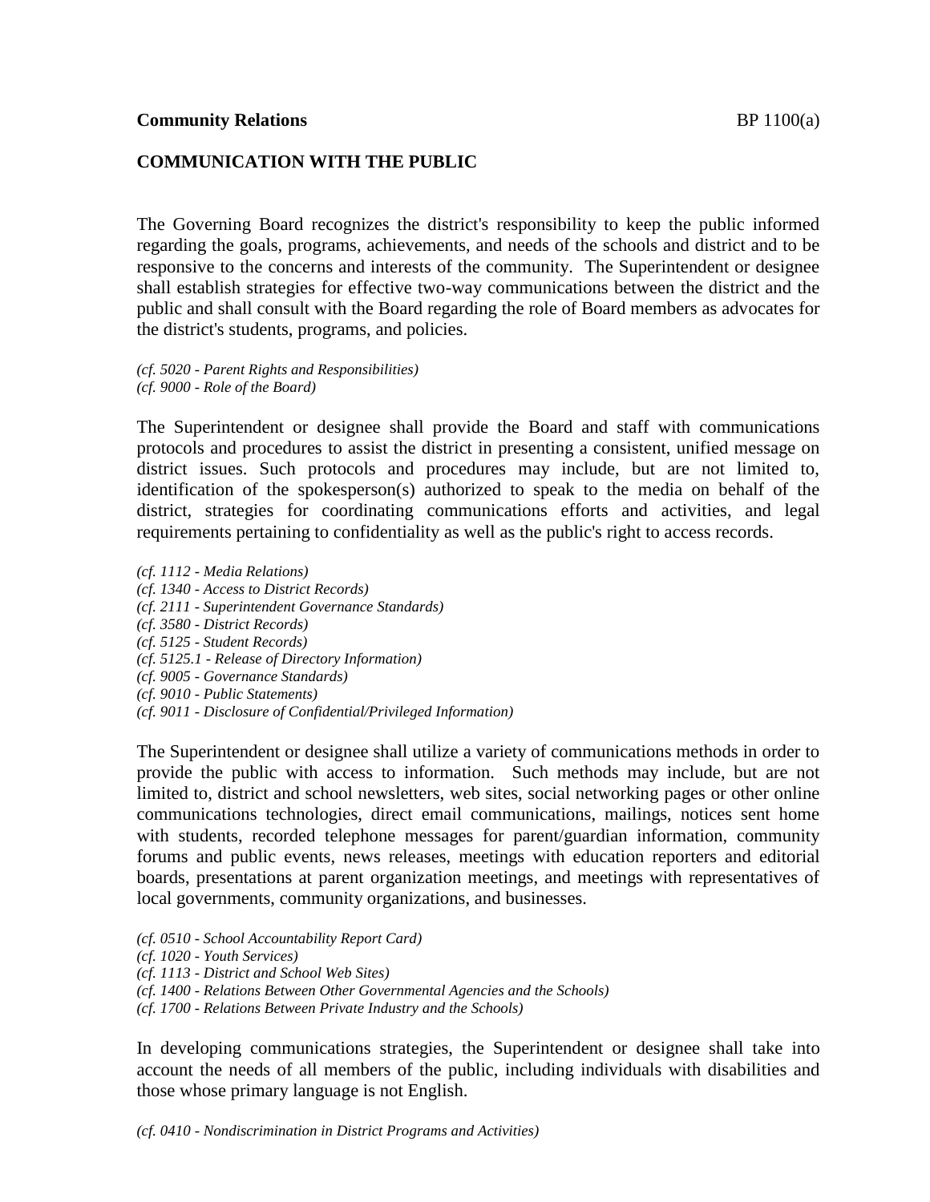**Community Relations** BP 1100(a)

## COMMUNICATION WITH THE PUBLIC

The Governing Board recognizes the district's responsibility to keep the public informed regarding the goals, programs, achievements, and needs of the schools and district and to be responsive to the concerns and interests of the community. The Superintendent or designee shall establish strategies for effective two-way communications between the district and the public and shall consult with the Board regarding the role of Board members as advocates for the district's students, programs, and policies.

*(cf. 5020 - Parent Rights and Responsibilities)*
*(cf. 9000 - Role of the Board)*

The Superintendent or designee shall provide the Board and staff with communications protocols and procedures to assist the district in presenting a consistent, unified message on district issues. Such protocols and procedures may include, but are not limited to, identification of the spokesperson(s) authorized to speak to the media on behalf of the district, strategies for coordinating communications efforts and activities, and legal requirements pertaining to confidentiality as well as the public's right to access records.

*(cf. 1112 - Media Relations)*
*(cf. 1340 - Access to District Records)*
*(cf. 2111 - Superintendent Governance Standards)*
*(cf. 3580 - District Records)*
*(cf. 5125 - Student Records)*
*(cf. 5125.1 - Release of Directory Information)*
*(cf. 9005 - Governance Standards)*
*(cf. 9010 - Public Statements)*
*(cf. 9011 - Disclosure of Confidential/Privileged Information)*

The Superintendent or designee shall utilize a variety of communications methods in order to provide the public with access to information. Such methods may include, but are not limited to, district and school newsletters, web sites, social networking pages or other online communications technologies, direct email communications, mailings, notices sent home with students, recorded telephone messages for parent/guardian information, community forums and public events, news releases, meetings with education reporters and editorial boards, presentations at parent organization meetings, and meetings with representatives of local governments, community organizations, and businesses.

*(cf. 0510 - School Accountability Report Card)*
*(cf. 1020 - Youth Services)*
*(cf. 1113 - District and School Web Sites)*
*(cf. 1400 - Relations Between Other Governmental Agencies and the Schools)*
*(cf. 1700 - Relations Between Private Industry and the Schools)*

In developing communications strategies, the Superintendent or designee shall take into account the needs of all members of the public, including individuals with disabilities and those whose primary language is not English.

*(cf. 0410 - Nondiscrimination in District Programs and Activities)*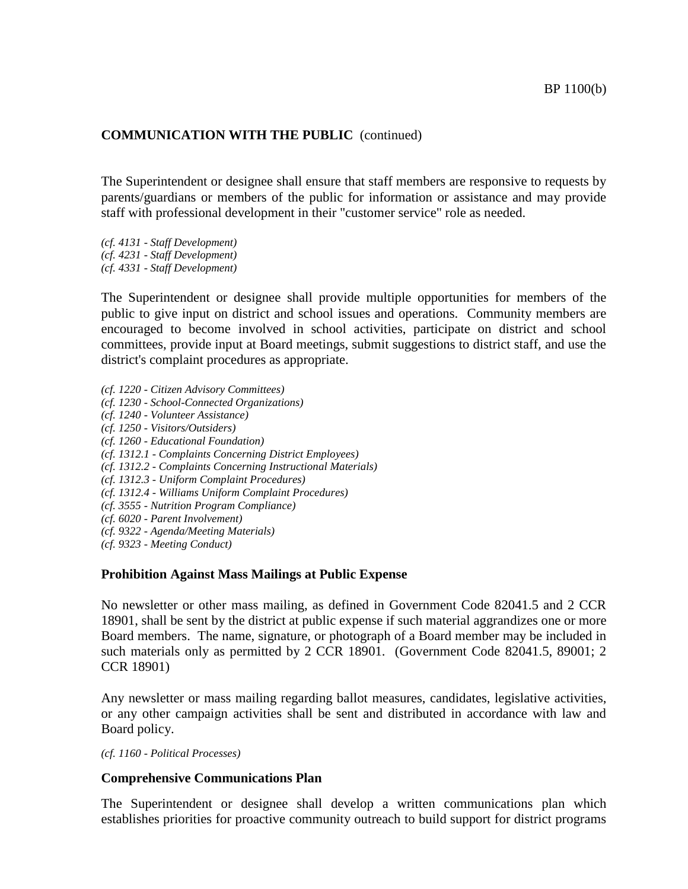**COMMUNICATION WITH THE PUBLIC** (continued)

The Superintendent or designee shall ensure that staff members are responsive to requests by parents/guardians or members of the public for information or assistance and may provide staff with professional development in their "customer service" role as needed.

*(cf. 4131 - Staff Development)*
*(cf. 4231 - Staff Development)*
*(cf. 4331 - Staff Development)*

The Superintendent or designee shall provide multiple opportunities for members of the public to give input on district and school issues and operations. Community members are encouraged to become involved in school activities, participate on district and school committees, provide input at Board meetings, submit suggestions to district staff, and use the district's complaint procedures as appropriate.

*(cf. 1220 - Citizen Advisory Committees)*
*(cf. 1230 - School-Connected Organizations)*
*(cf. 1240 - Volunteer Assistance)*
*(cf. 1250 - Visitors/Outsiders)*
*(cf. 1260 - Educational Foundation)*
*(cf. 1312.1 - Complaints Concerning District Employees)*
*(cf. 1312.2 - Complaints Concerning Instructional Materials)*
*(cf. 1312.3 - Uniform Complaint Procedures)*
*(cf. 1312.4 - Williams Uniform Complaint Procedures)*
*(cf. 3555 - Nutrition Program Compliance)*
*(cf. 6020 - Parent Involvement)*
*(cf. 9322 - Agenda/Meeting Materials)*
*(cf. 9323 - Meeting Conduct)*

**Prohibition Against Mass Mailings at Public Expense**

No newsletter or other mass mailing, as defined in Government Code 82041.5 and 2 CCR 18901, shall be sent by the district at public expense if such material aggrandizes one or more Board members. The name, signature, or photograph of a Board member may be included in such materials only as permitted by 2 CCR 18901. (Government Code 82041.5, 89001; 2 CCR 18901)

Any newsletter or mass mailing regarding ballot measures, candidates, legislative activities, or any other campaign activities shall be sent and distributed in accordance with law and Board policy.

*(cf. 1160 - Political Processes)*

**Comprehensive Communications Plan**

The Superintendent or designee shall develop a written communications plan which establishes priorities for proactive community outreach to build support for district programs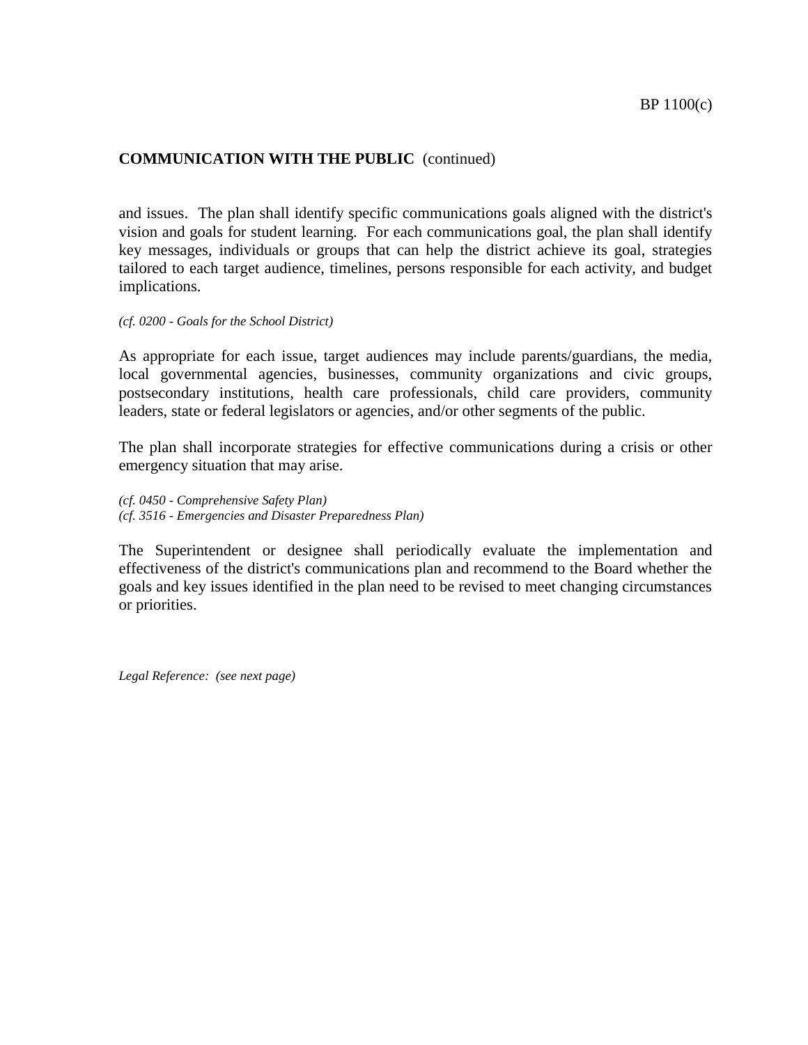**COMMUNICATION WITH THE PUBLIC** (continued)

and issues. The plan shall identify specific communications goals aligned with the district's vision and goals for student learning. For each communications goal, the plan shall identify key messages, individuals or groups that can help the district achieve its goal, strategies tailored to each target audience, timelines, persons responsible for each activity, and budget implications.

*(cf. 0200 - Goals for the School District)*

As appropriate for each issue, target audiences may include parents/guardians, the media, local governmental agencies, businesses, community organizations and civic groups, postsecondary institutions, health care professionals, child care providers, community leaders, state or federal legislators or agencies, and/or other segments of the public.

The plan shall incorporate strategies for effective communications during a crisis or other emergency situation that may arise.

*(cf. 0450 - Comprehensive Safety Plan)*
*(cf. 3516 - Emergencies and Disaster Preparedness Plan)*

The Superintendent or designee shall periodically evaluate the implementation and effectiveness of the district's communications plan and recommend to the Board whether the goals and key issues identified in the plan need to be revised to meet changing circumstances or priorities.

*Legal Reference: (see next page)*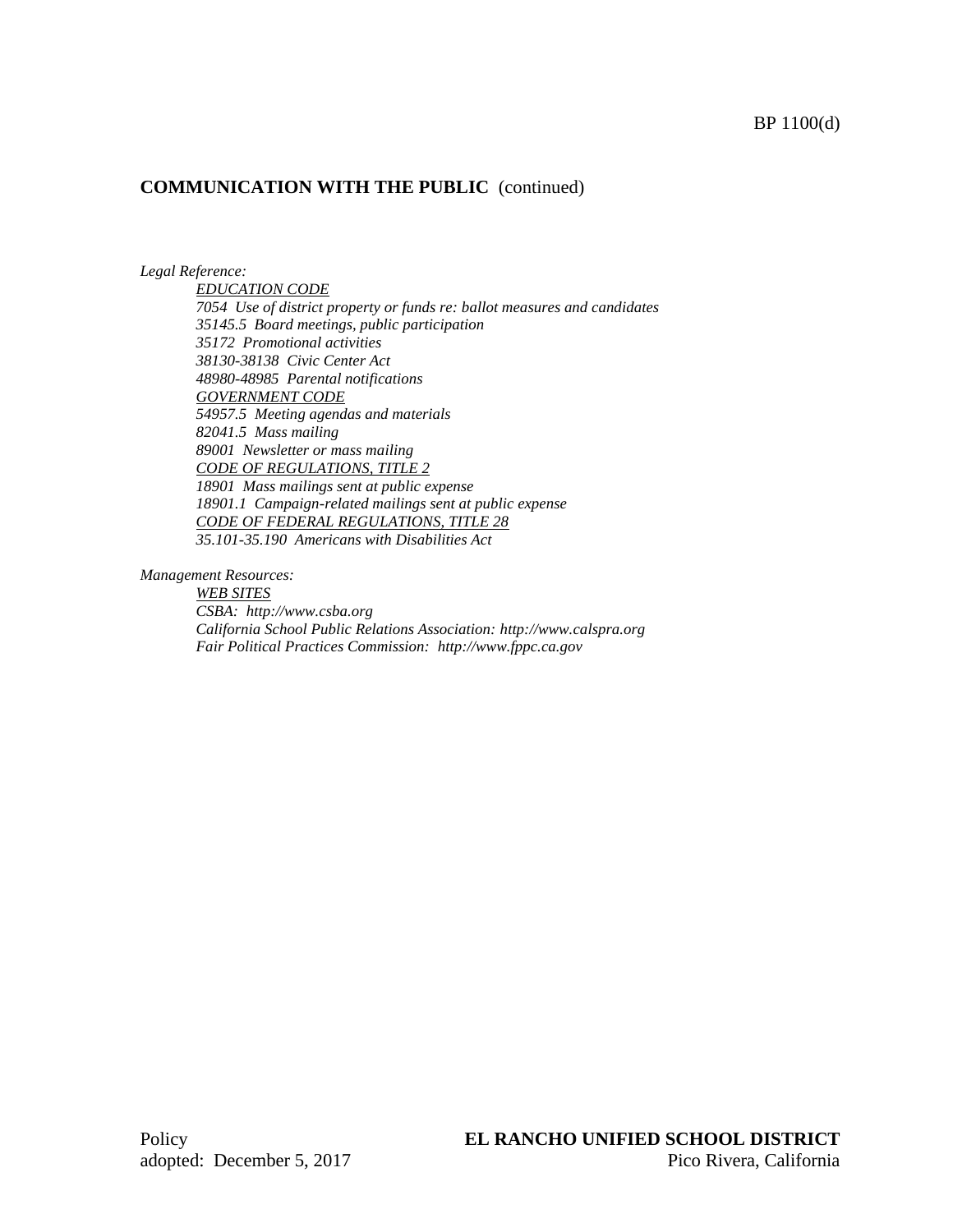**COMMUNICATION WITH THE PUBLIC** (continued)

*Legal Reference:*

*EDUCATION CODE*
*7054 Use of district property or funds re: ballot measures and candidates*
*35145.5 Board meetings, public participation*
*35172 Promotional activities*
*38130-38138 Civic Center Act*
*48980-48985 Parental notifications*
*GOVERNMENT CODE*
*54957.5 Meeting agendas and materials*
*82041.5 Mass mailing*
*89001 Newsletter or mass mailing*
*CODE OF REGULATIONS, TITLE 2*
*18901 Mass mailings sent at public expense*
*18901.1 Campaign-related mailings sent at public expense*
*CODE OF FEDERAL REGULATIONS, TITLE 28*
*35.101-35.190 Americans with Disabilities Act*

*Management Resources:*

*WEB SITES*
*CSBA: http://www.csba.org*
*California School Public Relations Association: http://www.calspra.org*
*Fair Political Practices Commission: http://www.fppc.ca.gov*

Policy
adopted: December 5, 2017

**EL RANCHO UNIFIED SCHOOL DISTRICT**
Pico Rivera, California